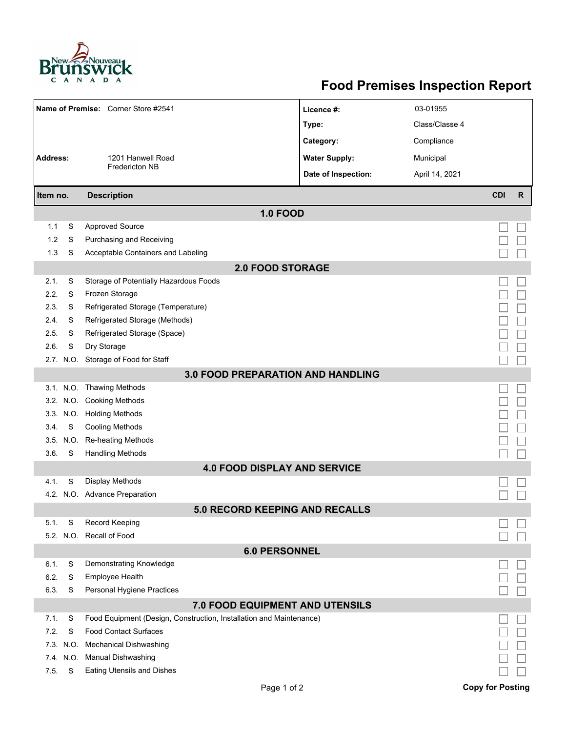# Food Premises Inspection Report

| | | | |
|---|---|---|---|
| **Name of Premise:** | Corner Store #2541 | **Licence #:** | 03-01955 |
| | | **Type:** | Class/Classe 4 |
| | | **Category:** | Compliance |
| **Address:** | 1201 Hanwell Road<br>Fredericton NB | **Water Supply:** | Municipal |
| | | **Date of Inspection:** | April 14, 2021 |

| Item no. | | Description | CDI | R |
|---|---|---|---|---|
| **1.0 FOOD** | | | | |
| 1.1 | S | Approved Source | ☐ | ☐ |
| 1.2 | S | Purchasing and Receiving | ☐ | ☐ |
| 1.3 | S | Acceptable Containers and Labeling | ☐ | ☐ |
| **2.0 FOOD STORAGE** | | | | |
| 2.1. | S | Storage of Potentially Hazardous Foods | ☐ | ☐ |
| 2.2. | S | Frozen Storage | ☐ | ☐ |
| 2.3. | S | Refrigerated Storage (Temperature) | ☐ | ☐ |
| 2.4. | S | Refrigerated Storage (Methods) | ☐ | ☐ |
| 2.5. | S | Refrigerated Storage (Space) | ☐ | ☐ |
| 2.6. | S | Dry Storage | ☐ | ☐ |
| 2.7. | N.O. | Storage of Food for Staff | ☐ | ☐ |
| **3.0 FOOD PREPARATION AND HANDLING** | | | | |
| 3.1. | N.O. | Thawing Methods | ☐ | ☐ |
| 3.2. | N.O. | Cooking Methods | ☐ | ☐ |
| 3.3. | N.O. | Holding Methods | ☐ | ☐ |
| 3.4. | S | Cooling Methods | ☐ | ☐ |
| 3.5. | N.O. | Re-heating Methods | ☐ | ☐ |
| 3.6. | S | Handling Methods | ☐ | ☐ |
| **4.0 FOOD DISPLAY AND SERVICE** | | | | |
| 4.1. | S | Display Methods | ☐ | ☐ |
| 4.2. | N.O. | Advance Preparation | ☐ | ☐ |
| **5.0 RECORD KEEPING AND RECALLS** | | | | |
| 5.1. | S | Record Keeping | ☐ | ☐ |
| 5.2. | N.O. | Recall of Food | ☐ | ☐ |
| **6.0 PERSONNEL** | | | | |
| 6.1. | S | Demonstrating Knowledge | ☐ | ☐ |
| 6.2. | S | Employee Health | ☐ | ☐ |
| 6.3. | S | Personal Hygiene Practices | ☐ | ☐ |
| **7.0 FOOD EQUIPMENT AND UTENSILS** | | | | |
| 7.1. | S | Food Equipment (Design, Construction, Installation and Maintenance) | ☐ | ☐ |
| 7.2. | S | Food Contact Surfaces | ☐ | ☐ |
| 7.3. | N.O. | Mechanical Dishwashing | ☐ | ☐ |
| 7.4. | N.O. | Manual Dishwashing | ☐ | ☐ |
| 7.5. | S | Eating Utensils and Dishes | ☐ | ☐ |

**Copy for Posting**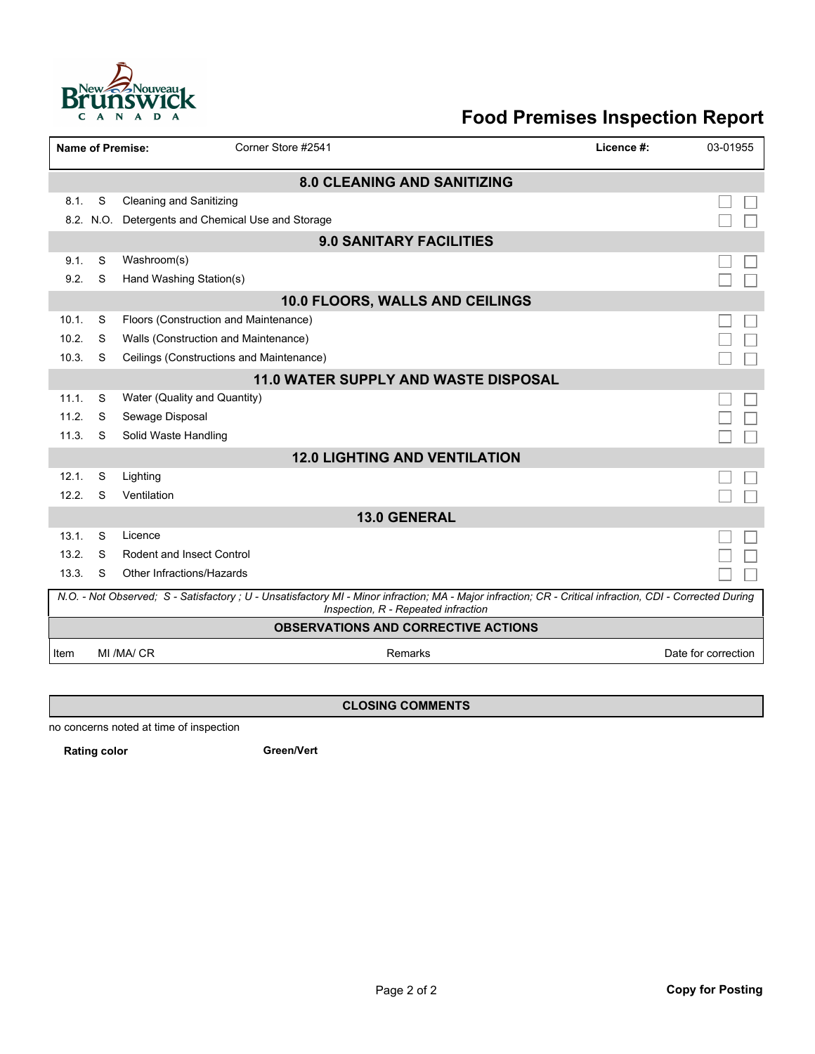# Food Premises Inspection Report

| Name of Premise: | Corner Store #2541 | Licence #: | 03-01955 |
|---|---|---|---|

## 8.0 CLEANING AND SANITIZING

| | | | | |
|---|---|---|---|---|
| 8.1. | S | Cleaning and Sanitizing | ☐ | ☐ |
| 8.2. | N.O. | Detergents and Chemical Use and Storage | ☐ | ☐ |

## 9.0 SANITARY FACILITIES

| | | | | |
|---|---|---|---|---|
| 9.1. | S | Washroom(s) | ☐ | ☐ |
| 9.2. | S | Hand Washing Station(s) | ☐ | ☐ |

## 10.0 FLOORS, WALLS AND CEILINGS

| | | | | |
|---|---|---|---|---|
| 10.1. | S | Floors (Construction and Maintenance) | ☐ | ☐ |
| 10.2. | S | Walls (Construction and Maintenance) | ☐ | ☐ |
| 10.3. | S | Ceilings (Constructions and Maintenance) | ☐ | ☐ |

## 11.0 WATER SUPPLY AND WASTE DISPOSAL

| | | | | |
|---|---|---|---|---|
| 11.1. | S | Water (Quality and Quantity) | ☐ | ☐ |
| 11.2. | S | Sewage Disposal | ☐ | ☐ |
| 11.3. | S | Solid Waste Handling | ☐ | ☐ |

## 12.0 LIGHTING AND VENTILATION

| | | | | |
|---|---|---|---|---|
| 12.1. | S | Lighting | ☐ | ☐ |
| 12.2. | S | Ventilation | ☐ | ☐ |

## 13.0 GENERAL

| | | | | |
|---|---|---|---|---|
| 13.1. | S | Licence | ☐ | ☐ |
| 13.2. | S | Rodent and Insect Control | ☐ | ☐ |
| 13.3. | S | Other Infractions/Hazards | ☐ | ☐ |

*N.O. - Not Observed; S - Satisfactory ; U - Unsatisfactory MI - Minor infraction; MA - Major infraction; CR - Critical infraction, CDI - Corrected During Inspection, R - Repeated infraction*

## OBSERVATIONS AND CORRECTIVE ACTIONS

| Item | MI /MA/ CR | Remarks | Date for correction |
|---|---|---|---|

## CLOSING COMMENTS

no concerns noted at time of inspection

**Rating color** **Green/Vert**

**Copy for Posting**